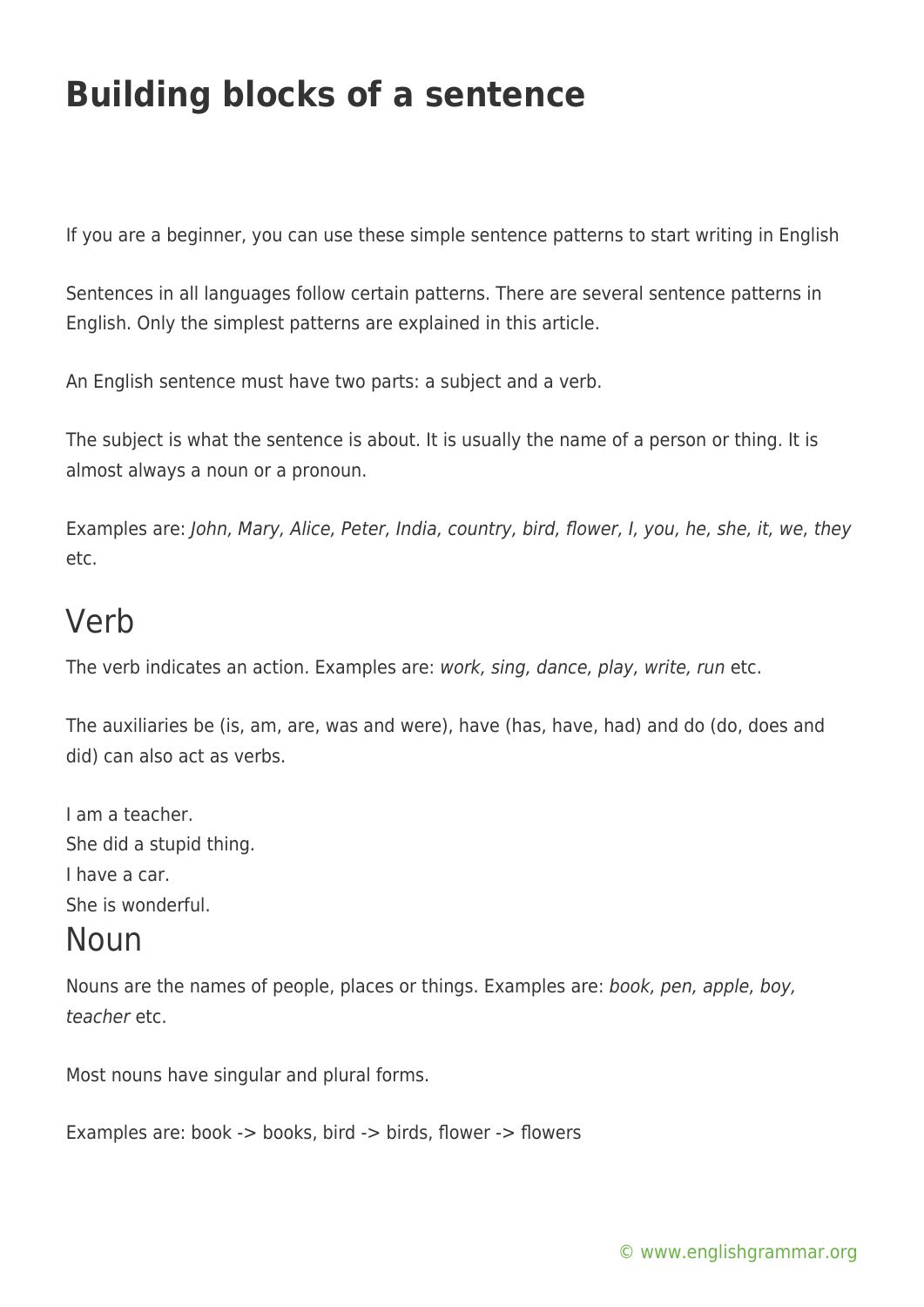# Building blocks of a sentence

If you are a beginner, you can use these simple sentence patterns to start writing in English

Sentences in all languages follow certain patterns. There are several sentence patterns in English. Only the simplest patterns are explained in this article.

An English sentence must have two parts: a subject and a verb.

The subject is what the sentence is about. It is usually the name of a person or thing. It is almost always a noun or a pronoun.

Examples are: *John, Mary, Alice, Peter, India, country, bird, flower, I, you, he, she, it, we, they* etc.

## Verb

The verb indicates an action. Examples are: *work, sing, dance, play, write, run* etc.

The auxiliaries be (is, am, are, was and were), have (has, have, had) and do (do, does and did) can also act as verbs.

I am a teacher.  
She did a stupid thing.  
I have a car.  
She is wonderful.

## Noun

Nouns are the names of people, places or things. Examples are: *book, pen, apple, boy, teacher* etc.

Most nouns have singular and plural forms.

Examples are: book -> books, bird -> birds, flower -> flowers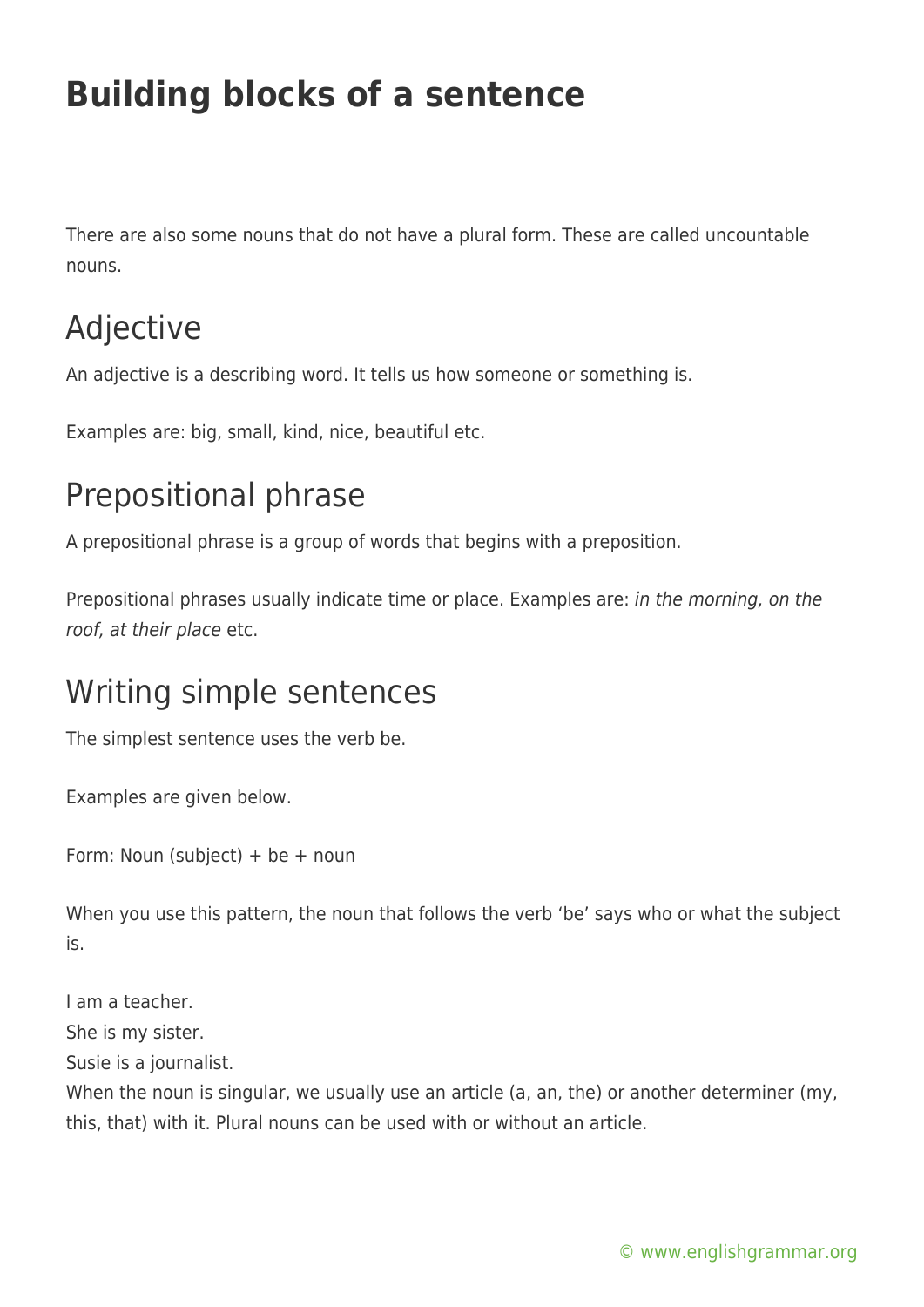# Building blocks of a sentence

There are also some nouns that do not have a plural form. These are called uncountable nouns.

## Adjective

An adjective is a describing word. It tells us how someone or something is.

Examples are: big, small, kind, nice, beautiful etc.

## Prepositional phrase

A prepositional phrase is a group of words that begins with a preposition.

Prepositional phrases usually indicate time or place. Examples are: *in the morning, on the roof, at their place* etc.

## Writing simple sentences

The simplest sentence uses the verb be.

Examples are given below.

Form: Noun (subject) + be + noun

When you use this pattern, the noun that follows the verb 'be' says who or what the subject is.

I am a teacher.
She is my sister.
Susie is a journalist.
When the noun is singular, we usually use an article (a, an, the) or another determiner (my, this, that) with it. Plural nouns can be used with or without an article.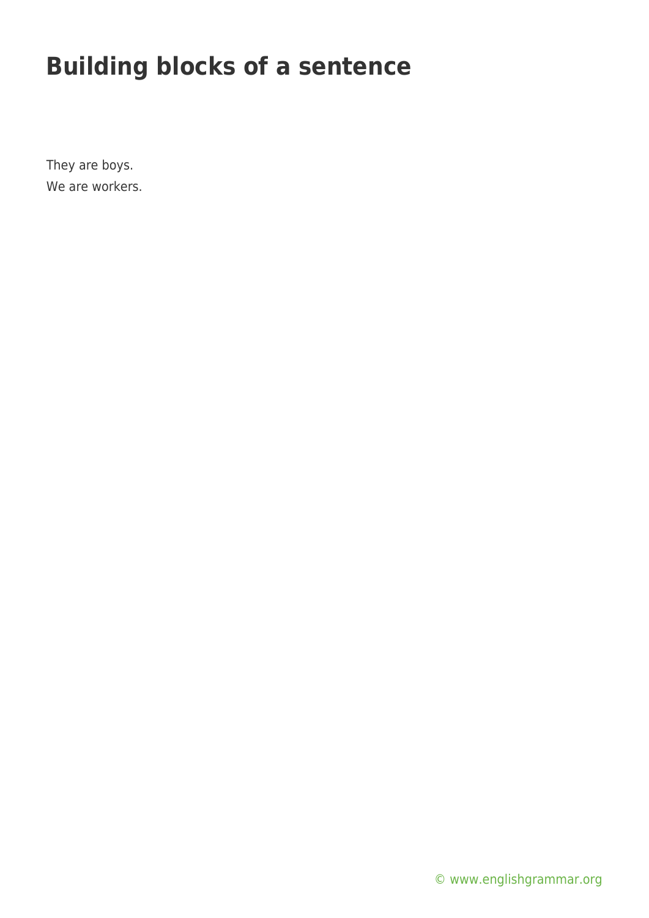# Building blocks of a sentence

They are boys.
We are workers.